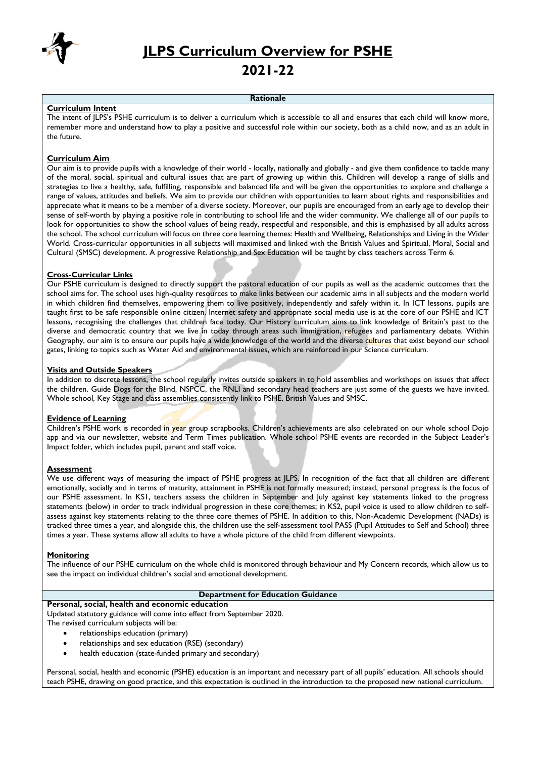# JLPS Curriculum Overview for PSHE

# 2021-22

## Rationale

**Curriculum Intent**

The intent of JLPS's PSHE curriculum is to deliver a curriculum which is accessible to all and ensures that each child will know more, remember more and understand how to play a positive and successful role within our society, both as a child now, and as an adult in the future.

**Curriculum Aim**

Our aim is to provide pupils with a knowledge of their world - locally, nationally and globally - and give them confidence to tackle many of the moral, social, spiritual and cultural issues that are part of growing up within this. Children will develop a range of skills and strategies to live a healthy, safe, fulfilling, responsible and balanced life and will be given the opportunities to explore and challenge a range of values, attitudes and beliefs. We aim to provide our children with opportunities to learn about rights and responsibilities and appreciate what it means to be a member of a diverse society. Moreover, our pupils are encouraged from an early age to develop their sense of self-worth by playing a positive role in contributing to school life and the wider community. We challenge all of our pupils to look for opportunities to show the school values of being ready, respectful and responsible, and this is emphasised by all adults across the school. The school curriculum will focus on three core learning themes: Health and Wellbeing, Relationships and Living in the Wider World. Cross-curricular opportunities in all subjects will maximised and linked with the British Values and Spiritual, Moral, Social and Cultural (SMSC) development. A progressive Relationship and Sex Education will be taught by class teachers across Term 6.

**Cross-Curricular Links**

Our PSHE curriculum is designed to directly support the pastoral education of our pupils as well as the academic outcomes that the school aims for. The school uses high-quality resources to make links between our academic aims in all subjects and the modern world in which children find themselves, empowering them to live positively, independently and safely within it. In ICT lessons, pupils are taught first to be safe responsible online citizen. Internet safety and appropriate social media use is at the core of our PSHE and ICT lessons, recognising the challenges that children face today. Our History curriculum aims to link knowledge of Britain's past to the diverse and democratic country that we live in today through areas such immigration, refugees and parliamentary debate. Within Geography, our aim is to ensure our pupils have a wide knowledge of the world and the diverse cultures that exist beyond our school gates, linking to topics such as Water Aid and environmental issues, which are reinforced in our Science curriculum.

**Visits and Outside Speakers**

In addition to discrete lessons, the school regularly invites outside speakers in to hold assemblies and workshops on issues that affect the children. Guide Dogs for the Blind, NSPCC, the RNLI and secondary head teachers are just some of the guests we have invited. Whole school, Key Stage and class assemblies consistently link to PSHE, British Values and SMSC.

**Evidence of Learning**

Children's PSHE work is recorded in year group scrapbooks. Children's achievements are also celebrated on our whole school Dojo app and via our newsletter, website and Term Times publication. Whole school PSHE events are recorded in the Subject Leader's Impact folder, which includes pupil, parent and staff voice.

**Assessment**

We use different ways of measuring the impact of PSHE progress at JLPS. In recognition of the fact that all children are different emotionally, socially and in terms of maturity, attainment in PSHE is not formally measured; instead, personal progress is the focus of our PSHE assessment. In KS1, teachers assess the children in September and July against key statements linked to the progress statements (below) in order to track individual progression in these core themes; in KS2, pupil voice is used to allow children to self-assess against key statements relating to the three core themes of PSHE. In addition to this, Non-Academic Development (NADs) is tracked three times a year, and alongside this, the children use the self-assessment tool PASS (Pupil Attitudes to Self and School) three times a year. These systems allow all adults to have a whole picture of the child from different viewpoints.

**Monitoring**

The influence of our PSHE curriculum on the whole child is monitored through behaviour and My Concern records, which allow us to see the impact on individual children's social and emotional development.

## Department for Education Guidance

**Personal, social, health and economic education**

Updated statutory guidance will come into effect from September 2020.

The revised curriculum subjects will be:

- relationships education (primary)
- relationships and sex education (RSE) (secondary)
- health education (state-funded primary and secondary)

Personal, social, health and economic (PSHE) education is an important and necessary part of all pupils' education. All schools should teach PSHE, drawing on good practice, and this expectation is outlined in the introduction to the proposed new national curriculum.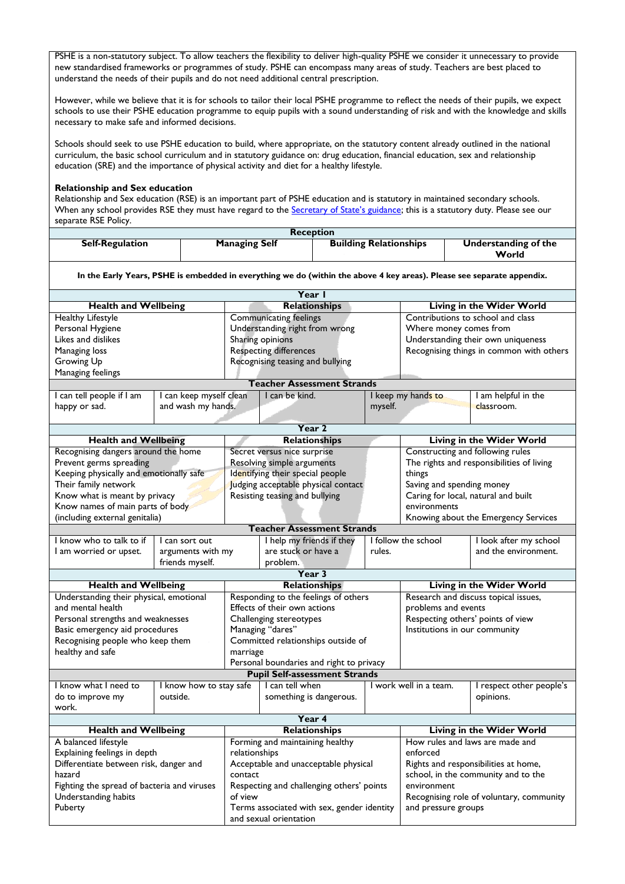PSHE is a non-statutory subject. To allow teachers the flexibility to deliver high-quality PSHE we consider it unnecessary to provide new standardised frameworks or programmes of study. PSHE can encompass many areas of study. Teachers are best placed to understand the needs of their pupils and do not need additional central prescription.

However, while we believe that it is for schools to tailor their local PSHE programme to reflect the needs of their pupils, we expect schools to use their PSHE education programme to equip pupils with a sound understanding of risk and with the knowledge and skills necessary to make safe and informed decisions.

Schools should seek to use PSHE education to build, where appropriate, on the statutory content already outlined in the national curriculum, the basic school curriculum and in statutory guidance on: drug education, financial education, sex and relationship education (SRE) and the importance of physical activity and diet for a healthy lifestyle.

**Relationship and Sex education**
Relationship and Sex education (RSE) is an important part of PSHE education and is statutory in maintained secondary schools. When any school provides RSE they must have regard to the Secretary of State's guidance; this is a statutory duty. Please see our separate RSE Policy.

| Reception | | | |
|---|---|---|---|
| **Self-Regulation** | **Managing Self** | **Building Relationships** | **Understanding of the World** |

**In the Early Years, PSHE is embedded in everything we do (within the above 4 key areas). Please see separate appendix.**

**Year 1**

| Health and Wellbeing | Relationships | Living in the Wider World |
|---|---|---|
| Healthy Lifestyle<br>Personal Hygiene<br>Likes and dislikes<br>Managing loss<br>Growing Up<br>Managing feelings | Communicating feelings<br>Understanding right from wrong<br>Sharing opinions<br>Respecting differences<br>Recognising teasing and bullying | Contributions to school and class<br>Where money comes from<br>Understanding their own uniqueness<br>Recognising things in common with others |

**Teacher Assessment Strands**

| | | | | |
|---|---|---|---|---|
| I can tell people if I am happy or sad. | I can keep myself clean and wash my hands. | I can be kind. | I keep my hands to myself. | I am helpful in the classroom. |

**Year 2**

| Health and Wellbeing | Relationships | Living in the Wider World |
|---|---|---|
| Recognising dangers around the home<br>Prevent germs spreading<br>Keeping physically and emotionally safe<br>Their family network<br>Know what is meant by privacy<br>Know names of main parts of body (including external genitalia) | Secret versus nice surprise<br>Resolving simple arguments<br>Identifying their special people<br>Judging acceptable physical contact<br>Resisting teasing and bullying | Constructing and following rules<br>The rights and responsibilities of living things<br>Saving and spending money<br>Caring for local, natural and built environments<br>Knowing about the Emergency Services |

**Teacher Assessment Strands**

| | | | | |
|---|---|---|---|---|
| I know who to talk to if I am worried or upset. | I can sort out arguments with my friends myself. | I help my friends if they are stuck or have a problem. | I follow the school rules. | I look after my school and the environment. |

**Year 3**

| Health and Wellbeing | Relationships | Living in the Wider World |
|---|---|---|
| Understanding their physical, emotional and mental health<br>Personal strengths and weaknesses<br>Basic emergency aid procedures<br>Recognising people who keep them healthy and safe | Responding to the feelings of others<br>Effects of their own actions<br>Challenging stereotypes<br>Managing "dares"<br>Committed relationships outside of marriage<br>Personal boundaries and right to privacy | Research and discuss topical issues, problems and events<br>Respecting others' points of view<br>Institutions in our community |

**Pupil Self-assessment Strands**

| | | | | |
|---|---|---|---|---|
| I know what I need to do to improve my work. | I know how to stay safe outside. | I can tell when something is dangerous. | I work well in a team. | I respect other people's opinions. |

**Year 4**

| Health and Wellbeing | Relationships | Living in the Wider World |
|---|---|---|
| A balanced lifestyle<br>Explaining feelings in depth<br>Differentiate between risk, danger and hazard<br>Fighting the spread of bacteria and viruses<br>Understanding habits<br>Puberty | Forming and maintaining healthy relationships<br>Acceptable and unacceptable physical contact<br>Respecting and challenging others' points of view<br>Terms associated with sex, gender identity and sexual orientation | How rules and laws are made and enforced<br>Rights and responsibilities at home, school, in the community and to the environment<br>Recognising role of voluntary, community and pressure groups |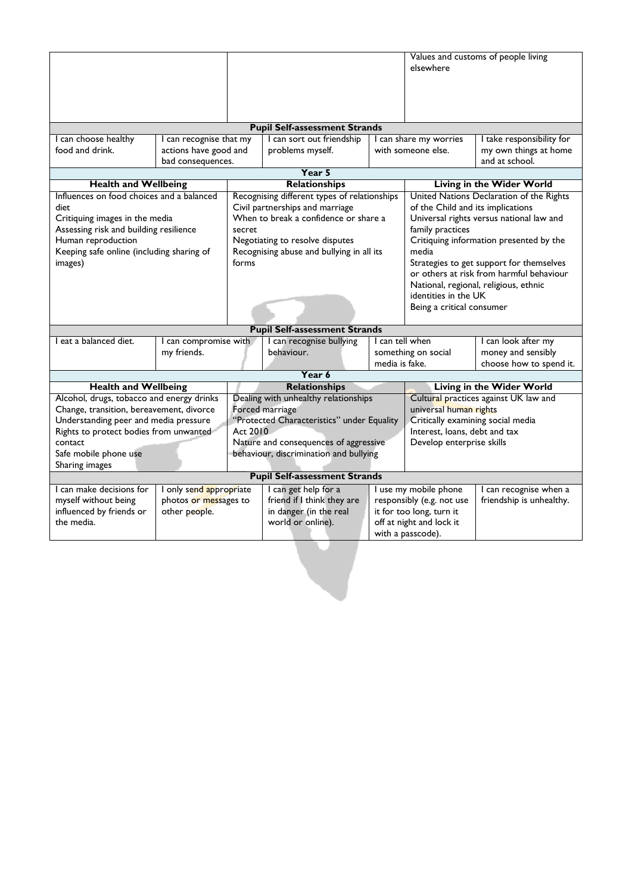| | | | | |
|---|---|---|---|---|
| | | | Values and customs of people living elsewhere | |
| **Pupil Self-assessment Strands** | | | | |
| I can choose healthy food and drink. | I can recognise that my actions have good and bad consequences. | I can sort out friendship problems myself. | I can share my worries with someone else. | I take responsibility for my own things at home and at school. |
| **Year 5** | | | | |
| **Health and Wellbeing** | | **Relationships** | **Living in the Wider World** | |
| Influences on food choices and a balanced diet<br>Critiquing images in the media<br>Assessing risk and building resilience<br>Human reproduction<br>Keeping safe online (including sharing of images) | | Recognising different types of relationships<br>Civil partnerships and marriage<br>When to break a confidence or share a secret<br>Negotiating to resolve disputes<br>Recognising abuse and bullying in all its forms | United Nations Declaration of the Rights of the Child and its implications<br>Universal rights versus national law and family practices<br>Critiquing information presented by the media<br>Strategies to get support for themselves or others at risk from harmful behaviour<br>National, regional, religious, ethnic identities in the UK<br>Being a critical consumer | |
| **Pupil Self-assessment Strands** | | | | |
| I eat a balanced diet. | I can compromise with my friends. | I can recognise bullying behaviour. | I can tell when something on social media is fake. | I can look after my money and sensibly choose how to spend it. |
| **Year 6** | | | | |
| **Health and Wellbeing** | | **Relationships** | **Living in the Wider World** | |
| Alcohol, drugs, tobacco and energy drinks<br>Change, transition, bereavement, divorce<br>Understanding peer and media pressure<br>Rights to protect bodies from unwanted contact<br>Safe mobile phone use<br>Sharing images | | Dealing with unhealthy relationships<br>Forced marriage<br>"Protected Characteristics" under Equality Act 2010<br>Nature and consequences of aggressive behaviour, discrimination and bullying | Cultural practices against UK law and universal human rights<br>Critically examining social media<br>Interest, loans, debt and tax<br>Develop enterprise skills | |
| **Pupil Self-assessment Strands** | | | | |
| I can make decisions for myself without being influenced by friends or the media. | I only send appropriate photos or messages to other people. | I can get help for a friend if I think they are in danger (in the real world or online). | I use my mobile phone responsibly (e.g. not use it for too long, turn it off at night and lock it with a passcode). | I can recognise when a friendship is unhealthy. |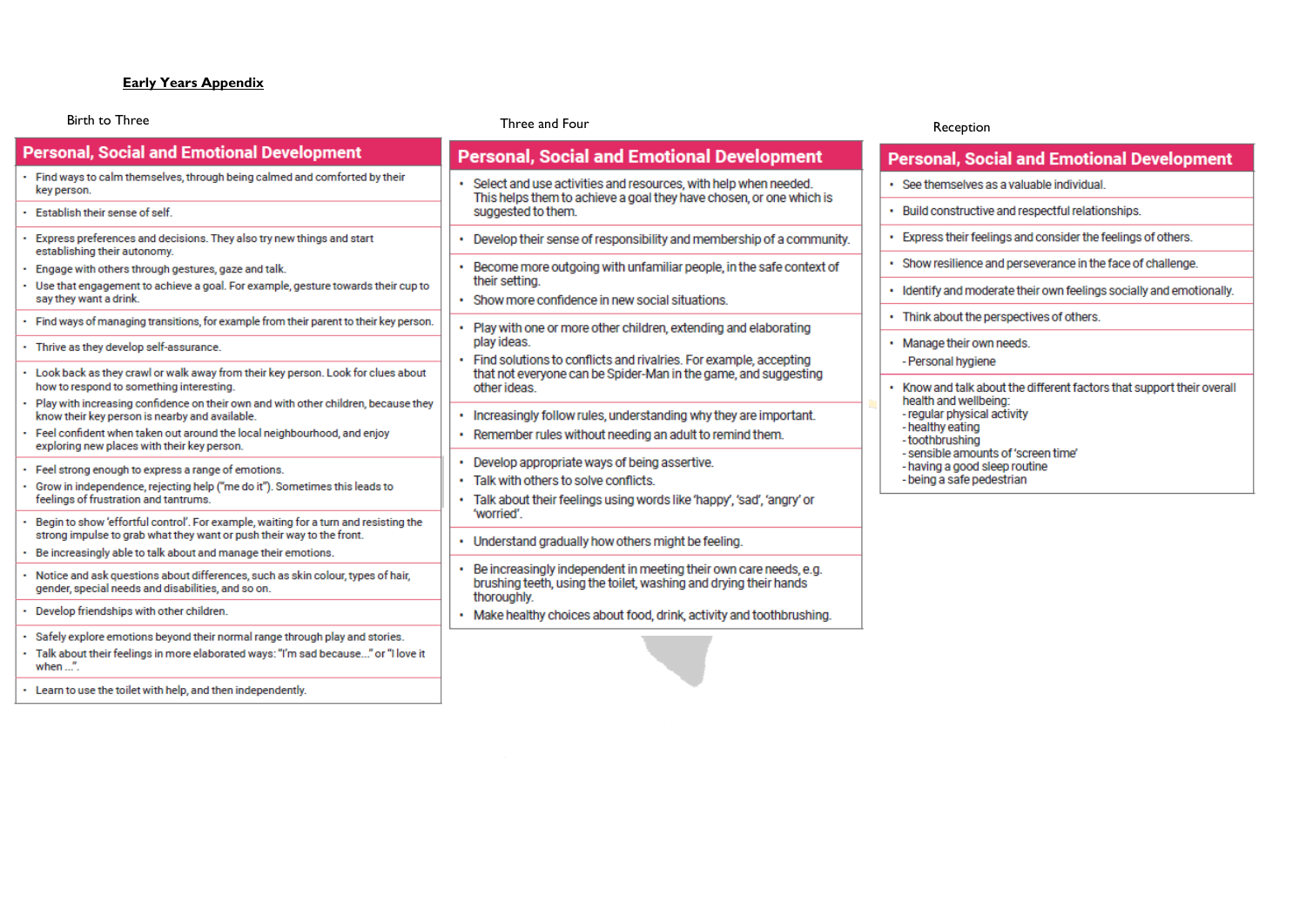**Early Years Appendix**

## Birth to Three

### Personal, Social and Emotional Development

- Find ways to calm themselves, through being calmed and comforted by their key person.

- Establish their sense of self.

- Express preferences and decisions. They also try new things and start establishing their autonomy.
- Engage with others through gestures, gaze and talk.
- Use that engagement to achieve a goal. For example, gesture towards their cup to say they want a drink.

- Find ways of managing transitions, for example from their parent to their key person.

- Thrive as they develop self-assurance.

- Look back as they crawl or walk away from their key person. Look for clues about how to respond to something interesting.
- Play with increasing confidence on their own and with other children, because they know their key person is nearby and available.
- Feel confident when taken out around the local neighbourhood, and enjoy exploring new places with their key person.

- Feel strong enough to express a range of emotions.
- Grow in independence, rejecting help ("me do it"). Sometimes this leads to feelings of frustration and tantrums.

- Begin to show 'effortful control'. For example, waiting for a turn and resisting the strong impulse to grab what they want or push their way to the front.
- Be increasingly able to talk about and manage their emotions.

- Notice and ask questions about differences, such as skin colour, types of hair, gender, special needs and disabilities, and so on.

- Develop friendships with other children.

- Safely explore emotions beyond their normal range through play and stories.
- Talk about their feelings in more elaborated ways: "I'm sad because..." or "I love it when ...".

- Learn to use the toilet with help, and then independently.

## Three and Four

### Personal, Social and Emotional Development

- Select and use activities and resources, with help when needed. This helps them to achieve a goal they have chosen, or one which is suggested to them.

- Develop their sense of responsibility and membership of a community.

- Become more outgoing with unfamiliar people, in the safe context of their setting.
- Show more confidence in new social situations.

- Play with one or more other children, extending and elaborating play ideas.
- Find solutions to conflicts and rivalries. For example, accepting that not everyone can be Spider-Man in the game, and suggesting other ideas.

- Increasingly follow rules, understanding why they are important.
- Remember rules without needing an adult to remind them.

- Develop appropriate ways of being assertive.
- Talk with others to solve conflicts.
- Talk about their feelings using words like 'happy', 'sad', 'angry' or 'worried'.

- Understand gradually how others might be feeling.

- Be increasingly independent in meeting their own care needs, e.g. brushing teeth, using the toilet, washing and drying their hands thoroughly.
- Make healthy choices about food, drink, activity and toothbrushing.

## Reception

### Personal, Social and Emotional Development

- See themselves as a valuable individual.

- Build constructive and respectful relationships.

- Express their feelings and consider the feelings of others.

- Show resilience and perseverance in the face of challenge.

- Identify and moderate their own feelings socially and emotionally.

- Think about the perspectives of others.

- Manage their own needs.
  - Personal hygiene

- Know and talk about the different factors that support their overall health and wellbeing:
  - regular physical activity
  - healthy eating
  - toothbrushing
  - sensible amounts of 'screen time'
  - having a good sleep routine
  - being a safe pedestrian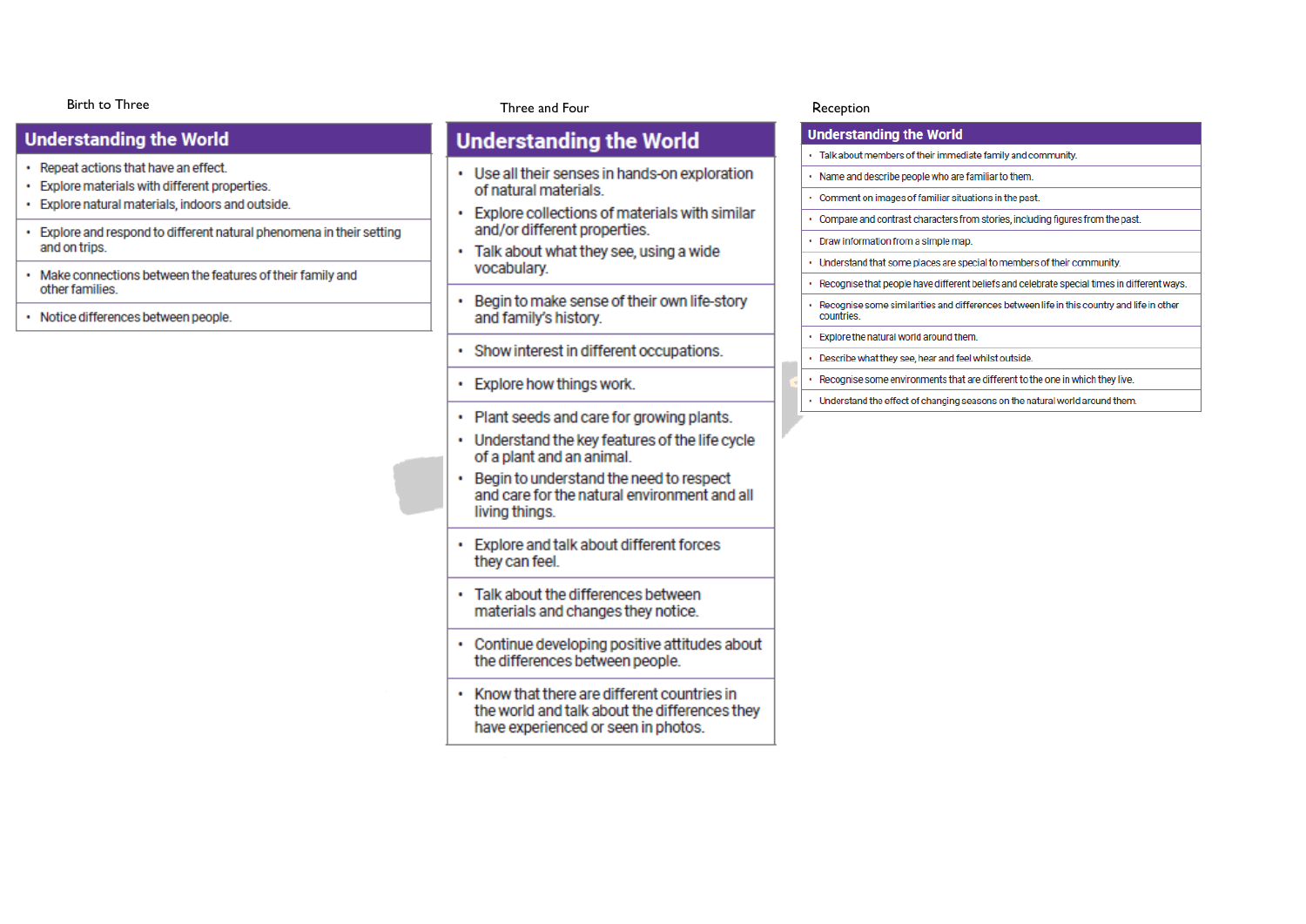## Birth to Three

### Understanding the World

- Repeat actions that have an effect.
- Explore materials with different properties.
- Explore natural materials, indoors and outside.

- Explore and respond to different natural phenomena in their setting and on trips.

- Make connections between the features of their family and other families.

- Notice differences between people.

## Three and Four

### Understanding the World

- Use all their senses in hands-on exploration of natural materials.
- Explore collections of materials with similar and/or different properties.
- Talk about what they see, using a wide vocabulary.

- Begin to make sense of their own life-story and family's history.

- Show interest in different occupations.

- Explore how things work.

- Plant seeds and care for growing plants.
- Understand the key features of the life cycle of a plant and an animal.
- Begin to understand the need to respect and care for the natural environment and all living things.

- Explore and talk about different forces they can feel.

- Talk about the differences between materials and changes they notice.

- Continue developing positive attitudes about the differences between people.

- Know that there are different countries in the world and talk about the differences they have experienced or seen in photos.

## Reception

### Understanding the World

- Talk about members of their immediate family and community.
- Name and describe people who are familiar to them.
- Comment on images of familiar situations in the past.
- Compare and contrast characters from stories, including figures from the past.
- Draw information from a simple map.
- Understand that some places are special to members of their community.
- Recognise that people have different beliefs and celebrate special times in different ways.
- Recognise some similarities and differences between life in this country and life in other countries.
- Explore the natural world around them.
- Describe what they see, hear and feel whilst outside.
- Recognise some environments that are different to the one in which they live.
- Understand the effect of changing seasons on the natural world around them.